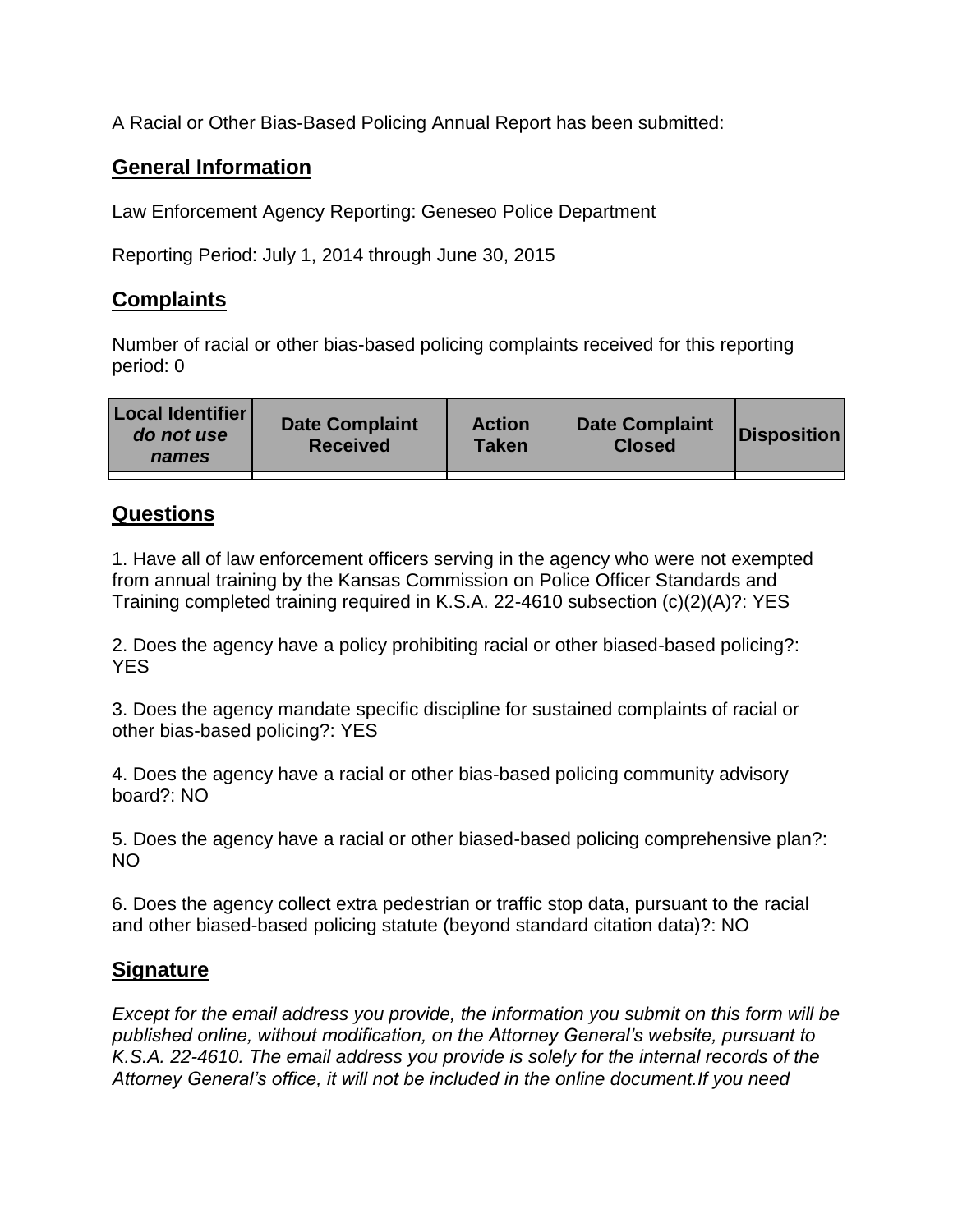A Racial or Other Bias-Based Policing Annual Report has been submitted:

## General Information

Law Enforcement Agency Reporting: Geneseo Police Department

Reporting Period: July 1, 2014 through June 30, 2015

## Complaints

Number of racial or other bias-based policing complaints received for this reporting period: 0

| Local Identifier *do not use names* | Date Complaint Received | Action Taken | Date Complaint Closed | Disposition |
|---|---|---|---|---|
| | | | | |

## Questions

1. Have all of law enforcement officers serving in the agency who were not exempted from annual training by the Kansas Commission on Police Officer Standards and Training completed training required in K.S.A. 22-4610 subsection (c)(2)(A)?: YES

2. Does the agency have a policy prohibiting racial or other biased-based policing?: YES

3. Does the agency mandate specific discipline for sustained complaints of racial or other bias-based policing?: YES

4. Does the agency have a racial or other bias-based policing community advisory board?: NO

5. Does the agency have a racial or other biased-based policing comprehensive plan?: NO

6. Does the agency collect extra pedestrian or traffic stop data, pursuant to the racial and other biased-based policing statute (beyond standard citation data)?: NO

## Signature

*Except for the email address you provide, the information you submit on this form will be published online, without modification, on the Attorney General's website, pursuant to K.S.A. 22-4610. The email address you provide is solely for the internal records of the Attorney General's office, it will not be included in the online document.If you need*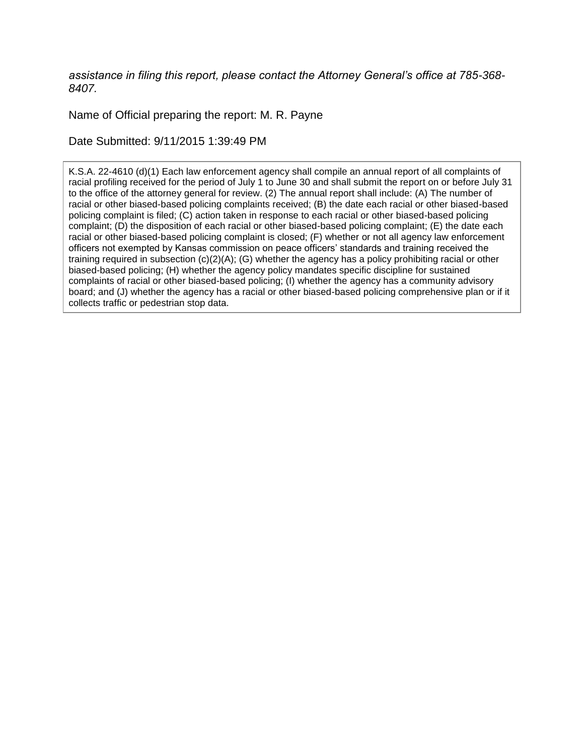*assistance in filing this report, please contact the Attorney General's office at 785-368-8407.*

Name of Official preparing the report: M. R. Payne

Date Submitted: 9/11/2015 1:39:49 PM

K.S.A. 22-4610 (d)(1) Each law enforcement agency shall compile an annual report of all complaints of racial profiling received for the period of July 1 to June 30 and shall submit the report on or before July 31 to the office of the attorney general for review. (2) The annual report shall include: (A) The number of racial or other biased-based policing complaints received; (B) the date each racial or other biased-based policing complaint is filed; (C) action taken in response to each racial or other biased-based policing complaint; (D) the disposition of each racial or other biased-based policing complaint; (E) the date each racial or other biased-based policing complaint is closed; (F) whether or not all agency law enforcement officers not exempted by Kansas commission on peace officers' standards and training received the training required in subsection (c)(2)(A); (G) whether the agency has a policy prohibiting racial or other biased-based policing; (H) whether the agency policy mandates specific discipline for sustained complaints of racial or other biased-based policing; (I) whether the agency has a community advisory board; and (J) whether the agency has a racial or other biased-based policing comprehensive plan or if it collects traffic or pedestrian stop data.